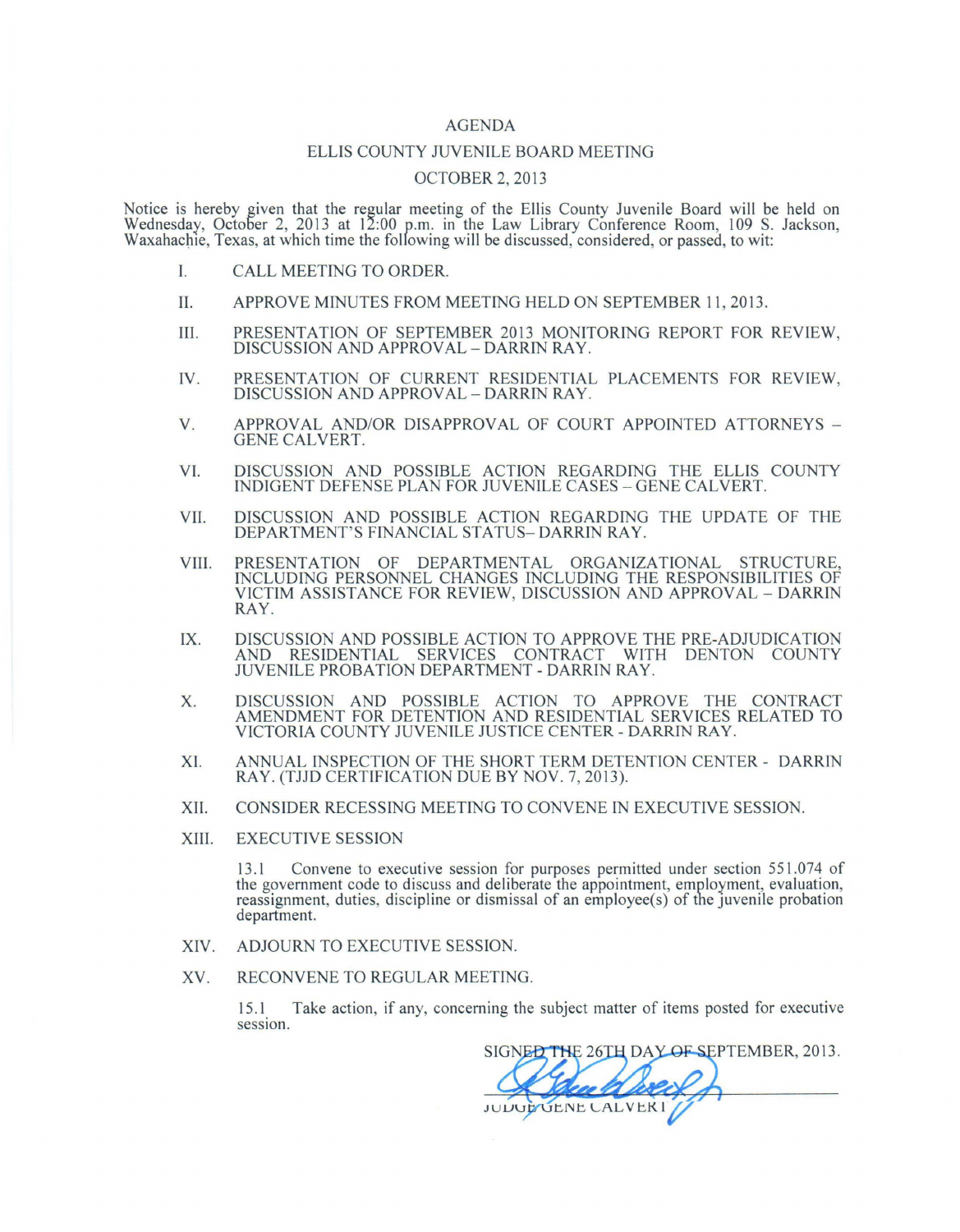# AGENDA

## ELLIS COUNTY JUVENILE BOARD MEETING

## OCTOBER 2, 2013

Notice is hereby given that the regular meeting of the Ellis County Juvenile Board will be held on Wednesday, October 2, 2013 at 12:00 p.m. in the Law Library Conference Room, 109 S. Jackson, Waxahachie, Texas, at which time the following will be discussed, considered, or passed, to wit:

I. CALL MEETING TO ORDER.

II. APPROVE MINUTES FROM MEETING HELD ON SEPTEMBER 11, 2013.

III. PRESENTATION OF SEPTEMBER 2013 MONITORING REPORT FOR REVIEW, DISCUSSION AND APPROVAL – DARRIN RAY.

IV. PRESENTATION OF CURRENT RESIDENTIAL PLACEMENTS FOR REVIEW, DISCUSSION AND APPROVAL – DARRIN RAY.

V. APPROVAL AND/OR DISAPPROVAL OF COURT APPOINTED ATTORNEYS – GENE CALVERT.

VI. DISCUSSION AND POSSIBLE ACTION REGARDING THE ELLIS COUNTY INDIGENT DEFENSE PLAN FOR JUVENILE CASES – GENE CALVERT.

VII. DISCUSSION AND POSSIBLE ACTION REGARDING THE UPDATE OF THE DEPARTMENT'S FINANCIAL STATUS– DARRIN RAY.

VIII. PRESENTATION OF DEPARTMENTAL ORGANIZATIONAL STRUCTURE, INCLUDING PERSONNEL CHANGES INCLUDING THE RESPONSIBILITIES OF VICTIM ASSISTANCE FOR REVIEW, DISCUSSION AND APPROVAL – DARRIN RAY.

IX. DISCUSSION AND POSSIBLE ACTION TO APPROVE THE PRE-ADJUDICATION AND RESIDENTIAL SERVICES CONTRACT WITH DENTON COUNTY JUVENILE PROBATION DEPARTMENT - DARRIN RAY.

X. DISCUSSION AND POSSIBLE ACTION TO APPROVE THE CONTRACT AMENDMENT FOR DETENTION AND RESIDENTIAL SERVICES RELATED TO VICTORIA COUNTY JUVENILE JUSTICE CENTER - DARRIN RAY.

XI. ANNUAL INSPECTION OF THE SHORT TERM DETENTION CENTER - DARRIN RAY. (TJJD CERTIFICATION DUE BY NOV. 7, 2013).

XII. CONSIDER RECESSING MEETING TO CONVENE IN EXECUTIVE SESSION.

XIII. EXECUTIVE SESSION

13.1 Convene to executive session for purposes permitted under section 551.074 of the government code to discuss and deliberate the appointment, employment, evaluation, reassignment, duties, discipline or dismissal of an employee(s) of the juvenile probation department.

XIV. ADJOURN TO EXECUTIVE SESSION.

XV. RECONVENE TO REGULAR MEETING.

15.1 Take action, if any, concerning the subject matter of items posted for executive session.

SIGNED THE 26TH DAY OF SEPTEMBER, 2013.

JUDGE GENE CALVERT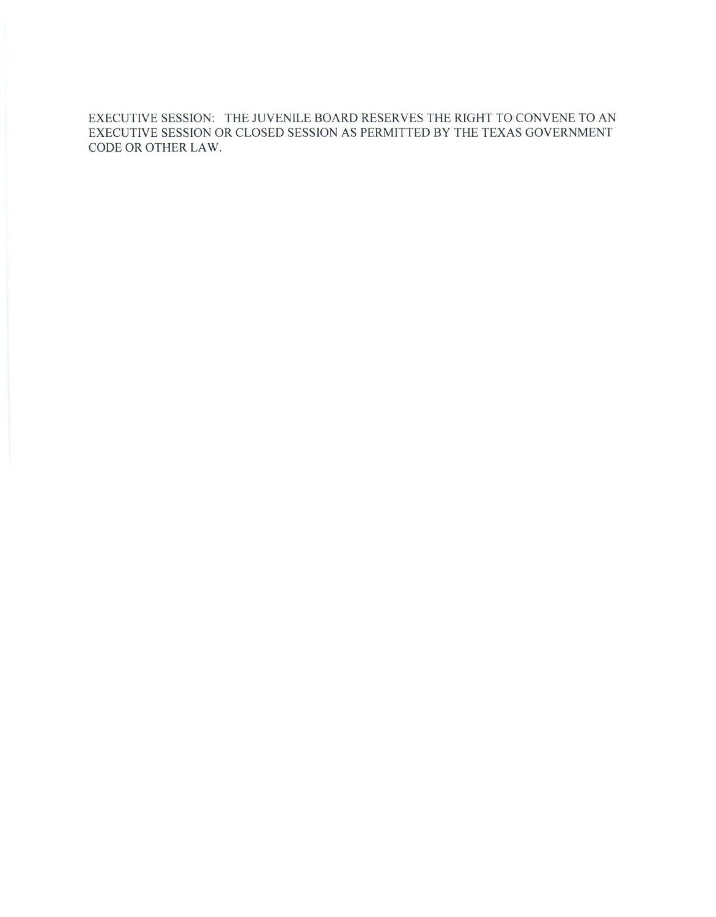EXECUTIVE SESSION: THE JUVENILE BOARD RESERVES THE RIGHT TO CONVENE TO AN EXECUTIVE SESSION OR CLOSED SESSION AS PERMITTED BY THE TEXAS GOVERNMENT CODE OR OTHER LAW.